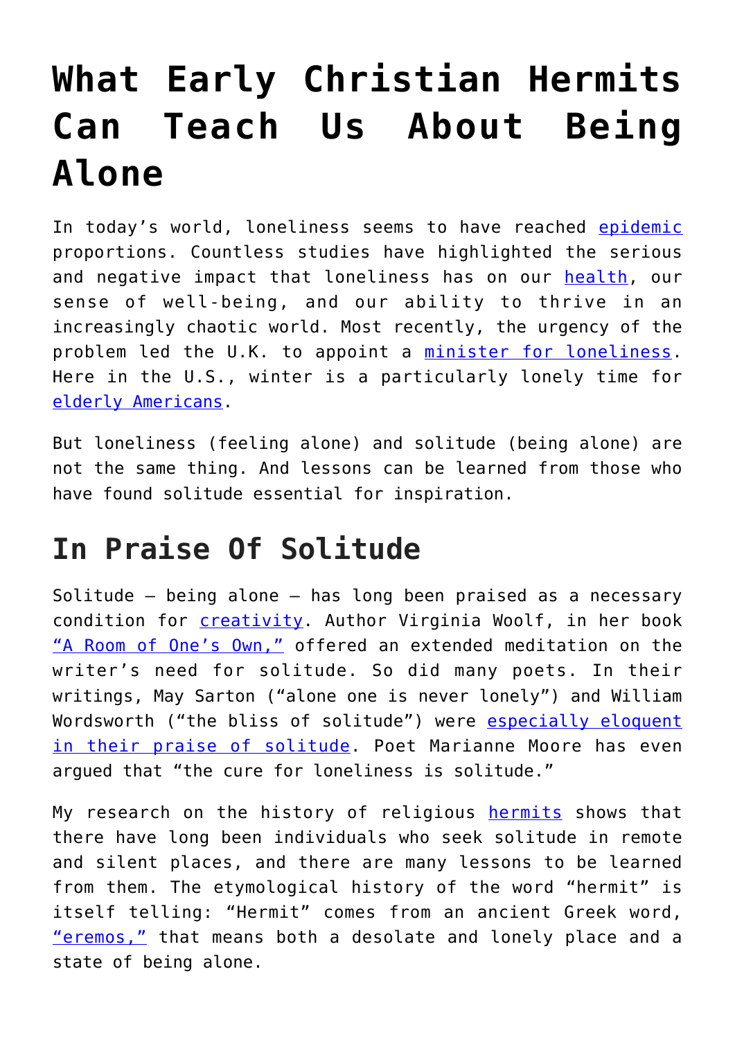# What Early Christian Hermits Can Teach Us About Being Alone

In today's world, loneliness seems to have reached epidemic proportions. Countless studies have highlighted the serious and negative impact that loneliness has on our health, our sense of well-being, and our ability to thrive in an increasingly chaotic world. Most recently, the urgency of the problem led the U.K. to appoint a minister for loneliness. Here in the U.S., winter is a particularly lonely time for elderly Americans.

But loneliness (feeling alone) and solitude (being alone) are not the same thing. And lessons can be learned from those who have found solitude essential for inspiration.

## In Praise Of Solitude

Solitude – being alone – has long been praised as a necessary condition for creativity. Author Virginia Woolf, in her book "A Room of One's Own," offered an extended meditation on the writer's need for solitude. So did many poets. In their writings, May Sarton ("alone one is never lonely") and William Wordsworth ("the bliss of solitude") were especially eloquent in their praise of solitude. Poet Marianne Moore has even argued that "the cure for loneliness is solitude."

My research on the history of religious hermits shows that there have long been individuals who seek solitude in remote and silent places, and there are many lessons to be learned from them. The etymological history of the word "hermit" is itself telling: "Hermit" comes from an ancient Greek word, "eremos," that means both a desolate and lonely place and a state of being alone.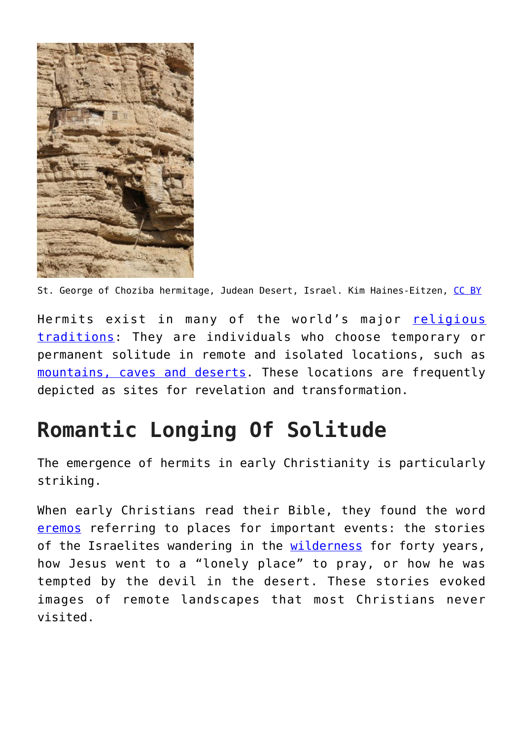St. George of Choziba hermitage, Judean Desert, Israel. Kim Haines-Eitzen, CC BY

Hermits exist in many of the world's major religious traditions: They are individuals who choose temporary or permanent solitude in remote and isolated locations, such as mountains, caves and deserts. These locations are frequently depicted as sites for revelation and transformation.

## Romantic Longing Of Solitude

The emergence of hermits in early Christianity is particularly striking.

When early Christians read their Bible, they found the word eremos referring to places for important events: the stories of the Israelites wandering in the wilderness for forty years, how Jesus went to a "lonely place" to pray, or how he was tempted by the devil in the desert. These stories evoked images of remote landscapes that most Christians never visited.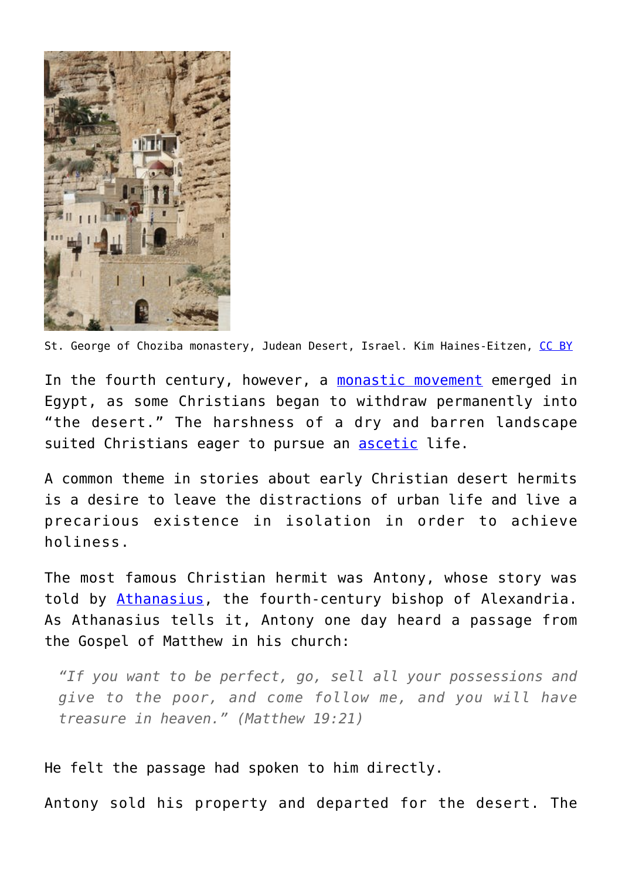St. George of Choziba monastery, Judean Desert, Israel. Kim Haines-Eitzen, CC BY

In the fourth century, however, a monastic movement emerged in Egypt, as some Christians began to withdraw permanently into "the desert." The harshness of a dry and barren landscape suited Christians eager to pursue an ascetic life.

A common theme in stories about early Christian desert hermits is a desire to leave the distractions of urban life and live a precarious existence in isolation in order to achieve holiness.

The most famous Christian hermit was Antony, whose story was told by Athanasius, the fourth-century bishop of Alexandria. As Athanasius tells it, Antony one day heard a passage from the Gospel of Matthew in his church:

> *"If you want to be perfect, go, sell all your possessions and give to the poor, and come follow me, and you will have treasure in heaven." (Matthew 19:21)*

He felt the passage had spoken to him directly.

Antony sold his property and departed for the desert. The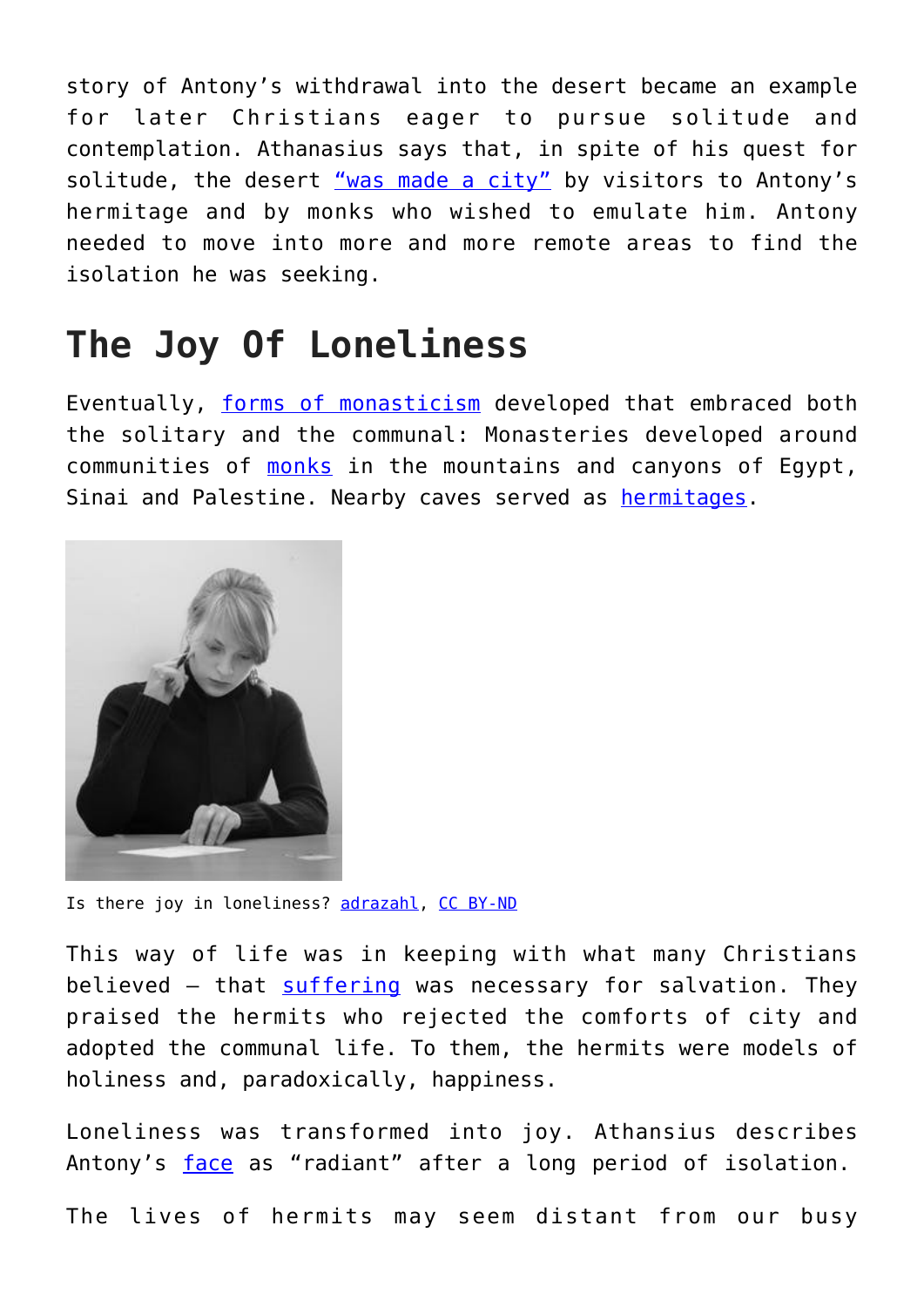story of Antony's withdrawal into the desert became an example for later Christians eager to pursue solitude and contemplation. Athanasius says that, in spite of his quest for solitude, the desert "was made a city" by visitors to Antony's hermitage and by monks who wished to emulate him. Antony needed to move into more and more remote areas to find the isolation he was seeking.

## The Joy Of Loneliness

Eventually, forms of monasticism developed that embraced both the solitary and the communal: Monasteries developed around communities of monks in the mountains and canyons of Egypt, Sinai and Palestine. Nearby caves served as hermitages.

Is there joy in loneliness? adrazahl, CC BY-ND

This way of life was in keeping with what many Christians believed – that suffering was necessary for salvation. They praised the hermits who rejected the comforts of city and adopted the communal life. To them, the hermits were models of holiness and, paradoxically, happiness.

Loneliness was transformed into joy. Athansius describes Antony's face as "radiant" after a long period of isolation.

The lives of hermits may seem distant from our busy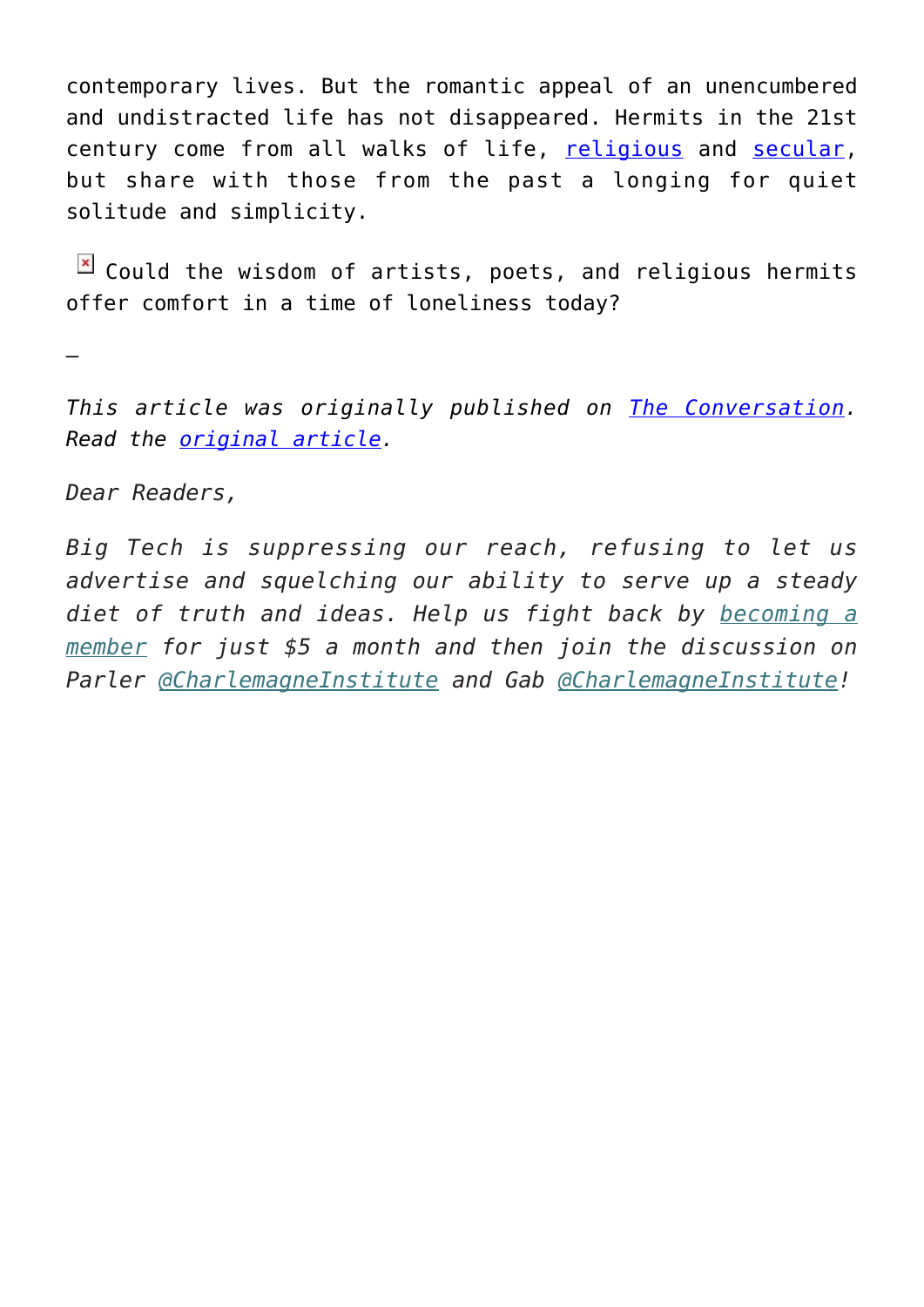contemporary lives. But the romantic appeal of an unencumbered and undistracted life has not disappeared. Hermits in the 21st century come from all walks of life, religious and secular, but share with those from the past a longing for quiet solitude and simplicity.

Could the wisdom of artists, poets, and religious hermits offer comfort in a time of loneliness today?

—

*This article was originally published on The Conversation. Read the original article.*

*Dear Readers,*

*Big Tech is suppressing our reach, refusing to let us advertise and squelching our ability to serve up a steady diet of truth and ideas. Help us fight back by becoming a member for just $5 a month and then join the discussion on Parler @CharlemagneInstitute and Gab @CharlemagneInstitute!*